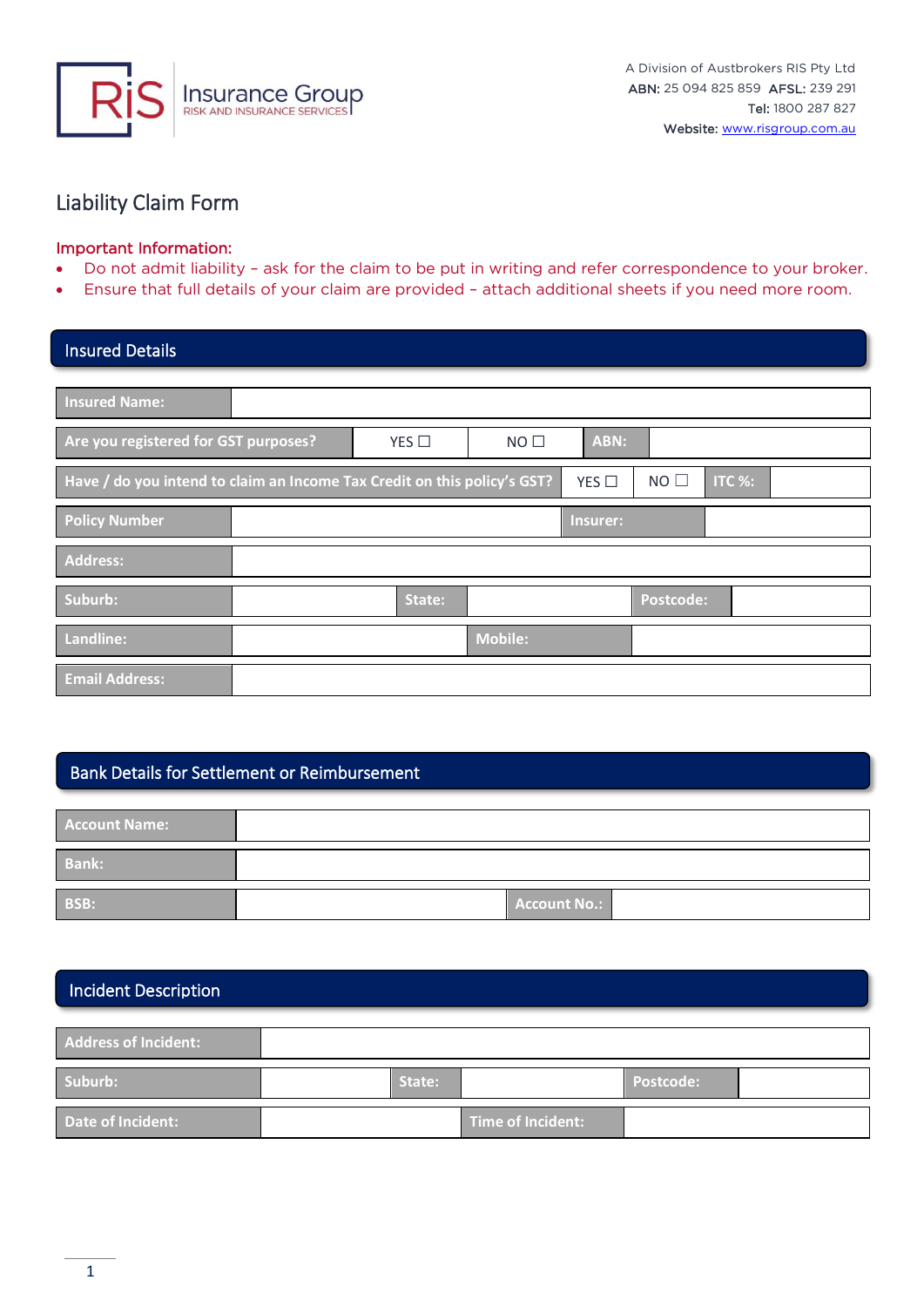RiS Insurance Group
RISK AND INSURANCE SERVICES

A Division of Austbrokers RIS Pty Ltd
**ABN:** 25 094 825 859 **AFSL:** 239 291
**Tel:** 1800 287 827
**Website:** www.risgroup.com.au

# Liability Claim Form

**Important Information:**

- Do not admit liability – ask for the claim to be put in writing and refer correspondence to your broker.
- Ensure that full details of your claim are provided – attach additional sheets if you need more room.

## Insured Details

| Insured Name: | | | | | |
|---|---|---|---|---|---|
| Are you registered for GST purposes? | YES ☐ | NO ☐ | ABN: | | |
| Have / do you intend to claim an Income Tax Credit on this policy's GST? | YES ☐ | NO ☐ | ITC %: | | |
| Policy Number | | Insurer: | | | |
| Address: | | | | | |
| Suburb: | | State: | | Postcode: | |
| Landline: | | Mobile: | | | |
| Email Address: | | | | | |

## Bank Details for Settlement or Reimbursement

| Account Name: | | | |
|---|---|---|---|
| Bank: | | | |
| BSB: | | Account No.: | |

## Incident Description

| Address of Incident: | | | | | |
|---|---|---|---|---|---|
| Suburb: | | State: | | Postcode: | |
| Date of Incident: | | Time of Incident: | | | |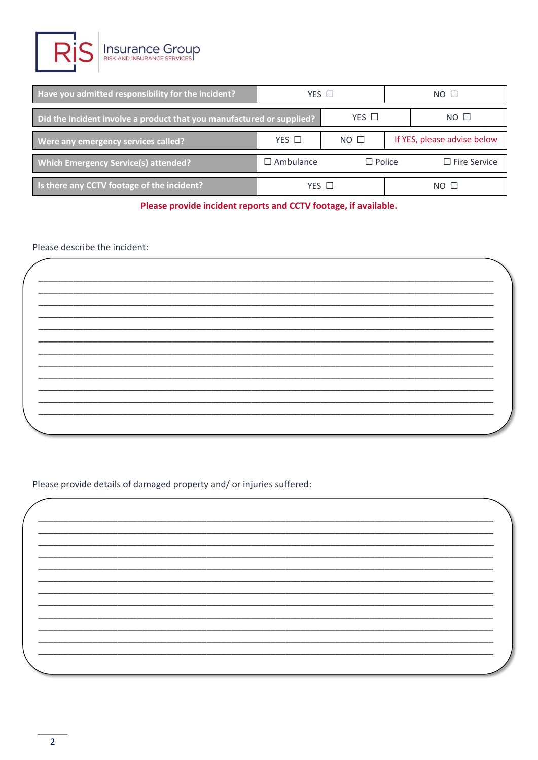| Have you admitted responsibility for the incident? | YES ☐ | NO ☐ |
|---|---|---|

| Did the incident involve a product that you manufactured or supplied? | YES ☐ | NO ☐ |
|---|---|---|

| Were any emergency services called? | YES ☐ | NO ☐ | If YES, please advise below |
|---|---|---|---|
| Which Emergency Service(s) attended? | ☐ Ambulance | ☐ Police | ☐ Fire Service |

| Is there any CCTV footage of the incident? | YES ☐ | NO ☐ |
|---|---|---|

**Please provide incident reports and CCTV footage, if available.**

Please describe the incident:

______________________________________________________________________________
______________________________________________________________________________
______________________________________________________________________________
______________________________________________________________________________
______________________________________________________________________________
______________________________________________________________________________
______________________________________________________________________________
______________________________________________________________________________
______________________________________________________________________________
______________________________________________________________________________
______________________________________________________________________________
______________________________________________________________________________

Please provide details of damaged property and/ or injuries suffered:

______________________________________________________________________________
______________________________________________________________________________
______________________________________________________________________________
______________________________________________________________________________
______________________________________________________________________________
______________________________________________________________________________
______________________________________________________________________________
______________________________________________________________________________
______________________________________________________________________________
______________________________________________________________________________
______________________________________________________________________________
______________________________________________________________________________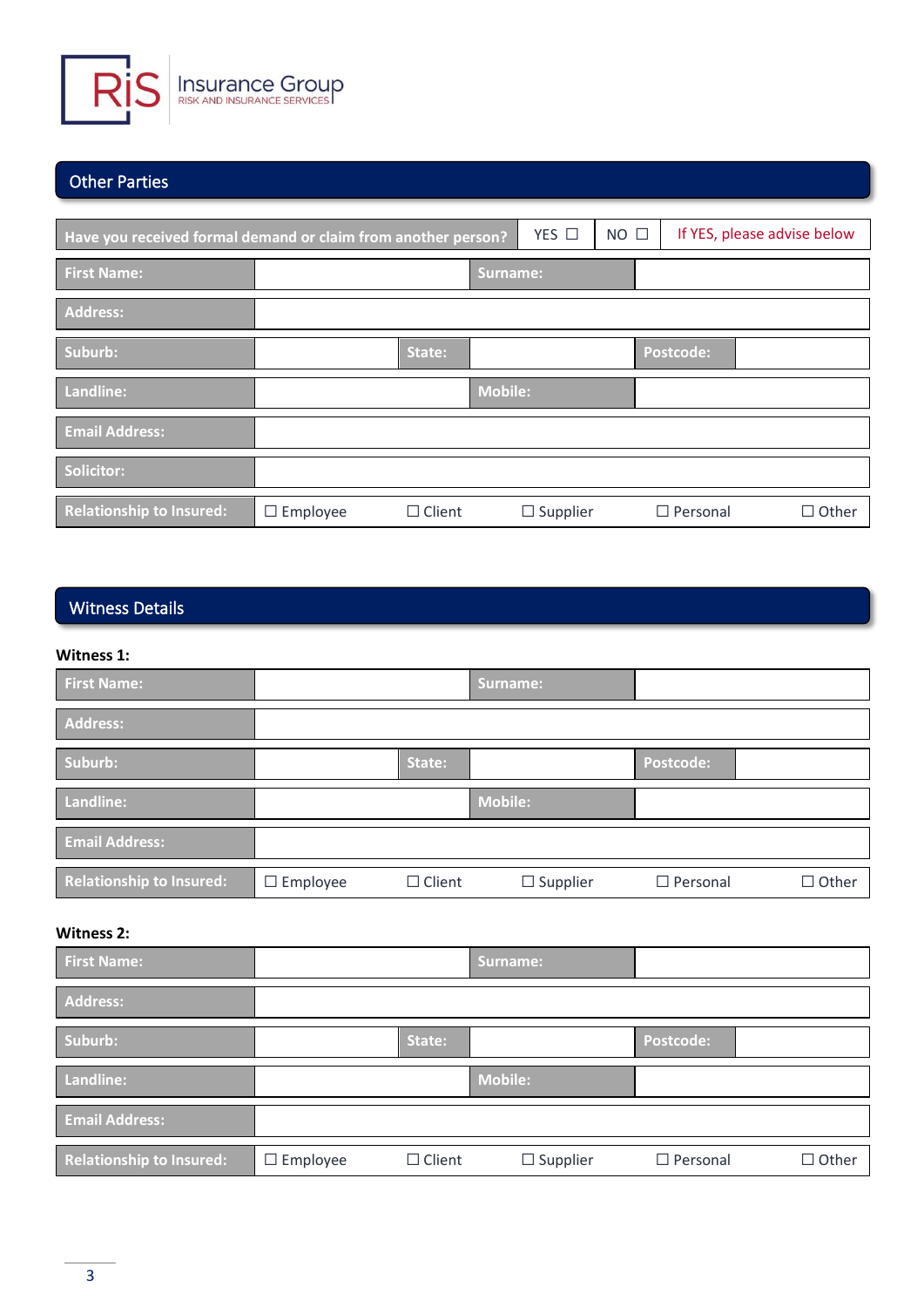RiS Insurance Group
RISK AND INSURANCE SERVICES

## Other Parties

| Have you received formal demand or claim from another person? | YES ☐ | NO ☐ | If YES, please advise below |
|---|---|---|---|

| First Name: | | Surname: | |
|---|---|---|---|
| Address: | | | |
| Suburb: | | State: | | Postcode: | |
| Landline: | | Mobile: | |
| Email Address: | | | |
| Solicitor: | | | |
| Relationship to Insured: | ☐ Employee | ☐ Client | ☐ Supplier | ☐ Personal | ☐ Other |

## Witness Details

**Witness 1:**

| First Name: | | Surname: | |
|---|---|---|---|
| Address: | | | |
| Suburb: | | State: | | Postcode: | |
| Landline: | | Mobile: | |
| Email Address: | | | |
| Relationship to Insured: | ☐ Employee | ☐ Client | ☐ Supplier | ☐ Personal | ☐ Other |

**Witness 2:**

| First Name: | | Surname: | |
|---|---|---|---|
| Address: | | | |
| Suburb: | | State: | | Postcode: | |
| Landline: | | Mobile: | |
| Email Address: | | | |
| Relationship to Insured: | ☐ Employee | ☐ Client | ☐ Supplier | ☐ Personal | ☐ Other |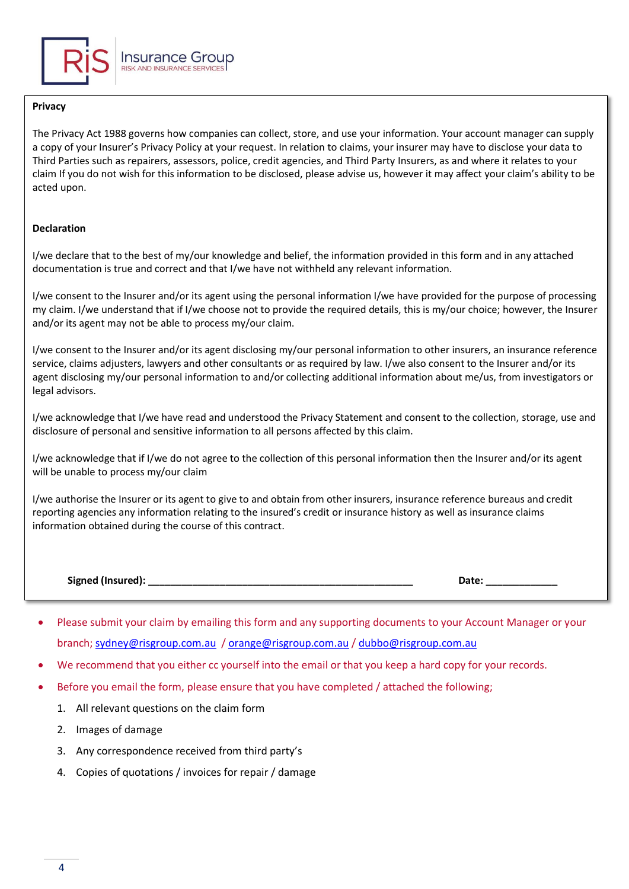### Privacy

The Privacy Act 1988 governs how companies can collect, store, and use your information. Your account manager can supply a copy of your Insurer's Privacy Policy at your request. In relation to claims, your insurer may have to disclose your data to Third Parties such as repairers, assessors, police, credit agencies, and Third Party Insurers, as and where it relates to your claim If you do not wish for this information to be disclosed, please advise us, however it may affect your claim's ability to be acted upon.

### Declaration

I/we declare that to the best of my/our knowledge and belief, the information provided in this form and in any attached documentation is true and correct and that I/we have not withheld any relevant information.

I/we consent to the Insurer and/or its agent using the personal information I/we have provided for the purpose of processing my claim. I/we understand that if I/we choose not to provide the required details, this is my/our choice; however, the Insurer and/or its agent may not be able to process my/our claim.

I/we consent to the Insurer and/or its agent disclosing my/our personal information to other insurers, an insurance reference service, claims adjusters, lawyers and other consultants or as required by law. I/we also consent to the Insurer and/or its agent disclosing my/our personal information to and/or collecting additional information about me/us, from investigators or legal advisors.

I/we acknowledge that I/we have read and understood the Privacy Statement and consent to the collection, storage, use and disclosure of personal and sensitive information to all persons affected by this claim.

I/we acknowledge that if I/we do not agree to the collection of this personal information then the Insurer and/or its agent will be unable to process my/our claim

I/we authorise the Insurer or its agent to give to and obtain from other insurers, insurance reference bureaus and credit reporting agencies any information relating to the insured's credit or insurance history as well as insurance claims information obtained during the course of this contract.

**Signed (Insured):** ______________________________________________ **Date:** ____________

- Please submit your claim by emailing this form and any supporting documents to your Account Manager or your branch; sydney@risgroup.com.au / orange@risgroup.com.au / dubbo@risgroup.com.au
- We recommend that you either cc yourself into the email or that you keep a hard copy for your records.
- Before you email the form, please ensure that you have completed / attached the following;
  1. All relevant questions on the claim form
  2. Images of damage
  3. Any correspondence received from third party's
  4. Copies of quotations / invoices for repair / damage